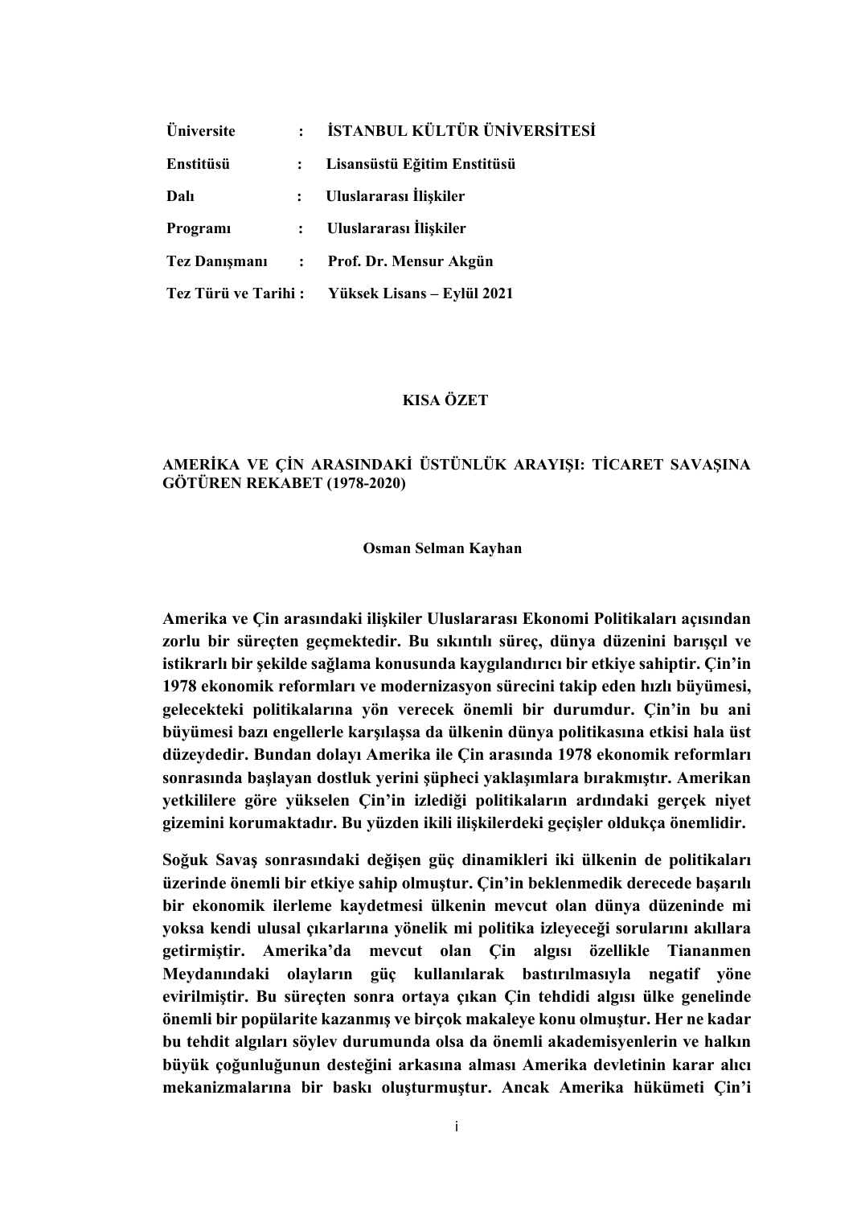**Üniversite** : **İSTANBUL KÜLTÜR ÜNİVERSİTESİ**

**Enstitüsü** : **Lisansüstü Eğitim Enstitüsü**

**Dalı** : **Uluslararası İlişkiler**

**Programı** : **Uluslararası İlişkiler**

**Tez Danışmanı** : **Prof. Dr. Mensur Akgün**

**Tez Türü ve Tarihi :** **Yüksek Lisans – Eylül 2021**

## KISA ÖZET

### AMERİKA VE ÇİN ARASINDAKİ ÜSTÜNLÜK ARAYIŞI: TİCARET SAVAŞINA GÖTÜREN REKABET (1978-2020)

**Osman Selman Kayhan**

**Amerika ve Çin arasındaki ilişkiler Uluslararası Ekonomi Politikaları açısından zorlu bir süreçten geçmektedir. Bu sıkıntılı süreç, dünya düzenini barışçıl ve istikrarlı bir şekilde sağlama konusunda kaygılandırıcı bir etkiye sahiptir. Çin'in 1978 ekonomik reformları ve modernizasyon sürecini takip eden hızlı büyümesi, gelecekteki politikalarına yön verecek önemli bir durumdur. Çin'in bu ani büyümesi bazı engellerle karşılaşsa da ülkenin dünya politikasına etkisi hala üst düzeydedir. Bundan dolayı Amerika ile Çin arasında 1978 ekonomik reformları sonrasında başlayan dostluk yerini şüpheci yaklaşımlara bırakmıştır. Amerikan yetkililere göre yükselen Çin'in izlediği politikaların ardındaki gerçek niyet gizemini korumaktadır. Bu yüzden ikili ilişkilerdeki geçişler oldukça önemlidir.**

**Soğuk Savaş sonrasındaki değişen güç dinamikleri iki ülkenin de politikaları üzerinde önemli bir etkiye sahip olmuştur. Çin'in beklenmedik derecede başarılı bir ekonomik ilerleme kaydetmesi ülkenin mevcut olan dünya düzeninde mi yoksa kendi ulusal çıkarlarına yönelik mi politika izleyeceği sorularını akıllara getirmiştir. Amerika'da mevcut olan Çin algısı özellikle Tiananmen Meydanındaki olayların güç kullanılarak bastırılmasıyla negatif yöne evirilmiştir. Bu süreçten sonra ortaya çıkan Çin tehdidi algısı ülke genelinde önemli bir popülarite kazanmış ve birçok makaleye konu olmuştur. Her ne kadar bu tehdit algıları söylev durumunda olsa da önemli akademisyenlerin ve halkın büyük çoğunluğunun desteğini arkasına alması Amerika devletinin karar alıcı mekanizmalarına bir baskı oluşturmuştur. Ancak Amerika hükümeti Çin'i**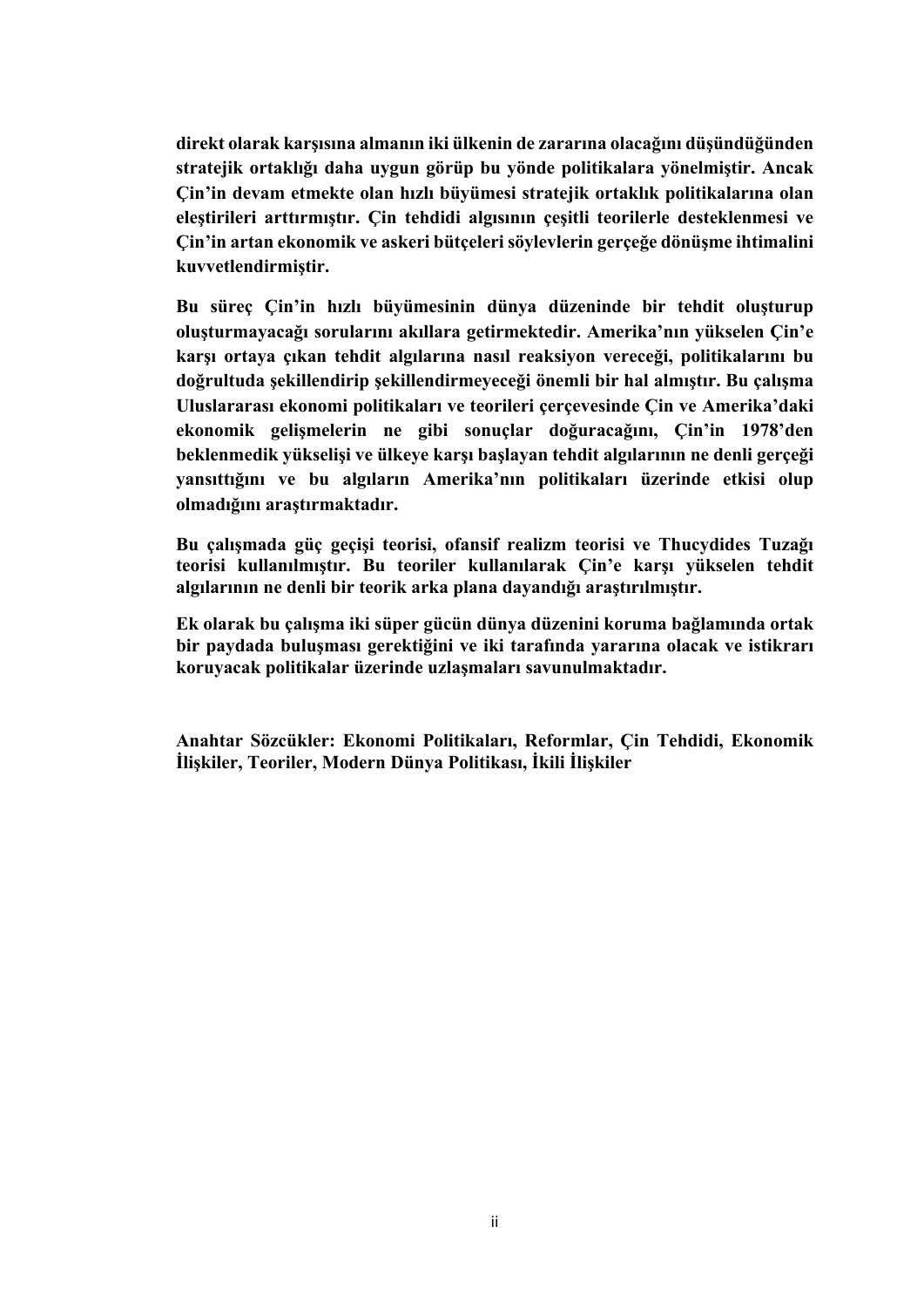**direkt olarak karşısına almanın iki ülkenin de zararına olacağını düşündüğünden stratejik ortaklığı daha uygun görüp bu yönde politikalara yönelmiştir. Ancak Çin'in devam etmekte olan hızlı büyümesi stratejik ortaklık politikalarına olan eleştirileri arttırmıştır. Çin tehdidi algısının çeşitli teorilerle desteklenmesi ve Çin'in artan ekonomik ve askeri bütçeleri söylevlerin gerçeğe dönüşme ihtimalini kuvvetlendirmiştir.**

**Bu süreç Çin'in hızlı büyümesinin dünya düzeninde bir tehdit oluşturup oluşturmayacağı sorularını akıllara getirmektedir. Amerika'nın yükselen Çin'e karşı ortaya çıkan tehdit algılarına nasıl reaksiyon vereceği, politikalarını bu doğrultuda şekillendirip şekillendirmeyeceği önemli bir hal almıştır. Bu çalışma Uluslararası ekonomi politikaları ve teorileri çerçevesinde Çin ve Amerika'daki ekonomik gelişmelerin ne gibi sonuçlar doğuracağını, Çin'in 1978'den beklenmedik yükselişi ve ülkeye karşı başlayan tehdit algılarının ne denli gerçeği yansıttığını ve bu algıların Amerika'nın politikaları üzerinde etkisi olup olmadığını araştırmaktadır.**

**Bu çalışmada güç geçişi teorisi, ofansif realizm teorisi ve Thucydides Tuzağı teorisi kullanılmıştır. Bu teoriler kullanılarak Çin'e karşı yükselen tehdit algılarının ne denli bir teorik arka plana dayandığı araştırılmıştır.**

**Ek olarak bu çalışma iki süper gücün dünya düzenini koruma bağlamında ortak bir paydada buluşması gerektiğini ve iki tarafında yararına olacak ve istikrarı koruyacak politikalar üzerinde uzlaşmaları savunulmaktadır.**

**Anahtar Sözcükler: Ekonomi Politikaları, Reformlar, Çin Tehdidi, Ekonomik İlişkiler, Teoriler, Modern Dünya Politikası, İkili İlişkiler**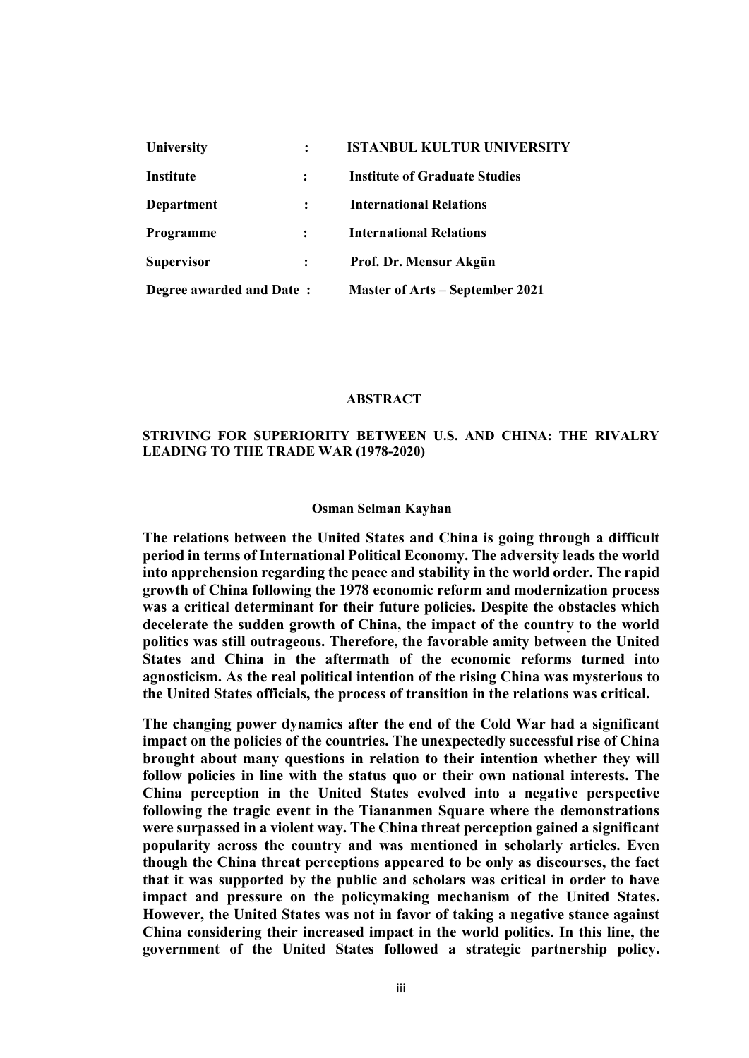| | | |
|---|---|---|
| **University** | **:** | **ISTANBUL KULTUR UNIVERSITY** |
| **Institute** | **:** | **Institute of Graduate Studies** |
| **Department** | **:** | **International Relations** |
| **Programme** | **:** | **International Relations** |
| **Supervisor** | **:** | **Prof. Dr. Mensur Akgün** |
| **Degree awarded and Date** | **:** | **Master of Arts – September 2021** |

## ABSTRACT

### STRIVING FOR SUPERIORITY BETWEEN U.S. AND CHINA: THE RIVALRY LEADING TO THE TRADE WAR (1978-2020)

**Osman Selman Kayhan**

**The relations between the United States and China is going through a difficult period in terms of International Political Economy. The adversity leads the world into apprehension regarding the peace and stability in the world order. The rapid growth of China following the 1978 economic reform and modernization process was a critical determinant for their future policies. Despite the obstacles which decelerate the sudden growth of China, the impact of the country to the world politics was still outrageous. Therefore, the favorable amity between the United States and China in the aftermath of the economic reforms turned into agnosticism. As the real political intention of the rising China was mysterious to the United States officials, the process of transition in the relations was critical.**

**The changing power dynamics after the end of the Cold War had a significant impact on the policies of the countries. The unexpectedly successful rise of China brought about many questions in relation to their intention whether they will follow policies in line with the status quo or their own national interests. The China perception in the United States evolved into a negative perspective following the tragic event in the Tiananmen Square where the demonstrations were surpassed in a violent way. The China threat perception gained a significant popularity across the country and was mentioned in scholarly articles. Even though the China threat perceptions appeared to be only as discourses, the fact that it was supported by the public and scholars was critical in order to have impact and pressure on the policymaking mechanism of the United States. However, the United States was not in favor of taking a negative stance against China considering their increased impact in the world politics. In this line, the government of the United States followed a strategic partnership policy.**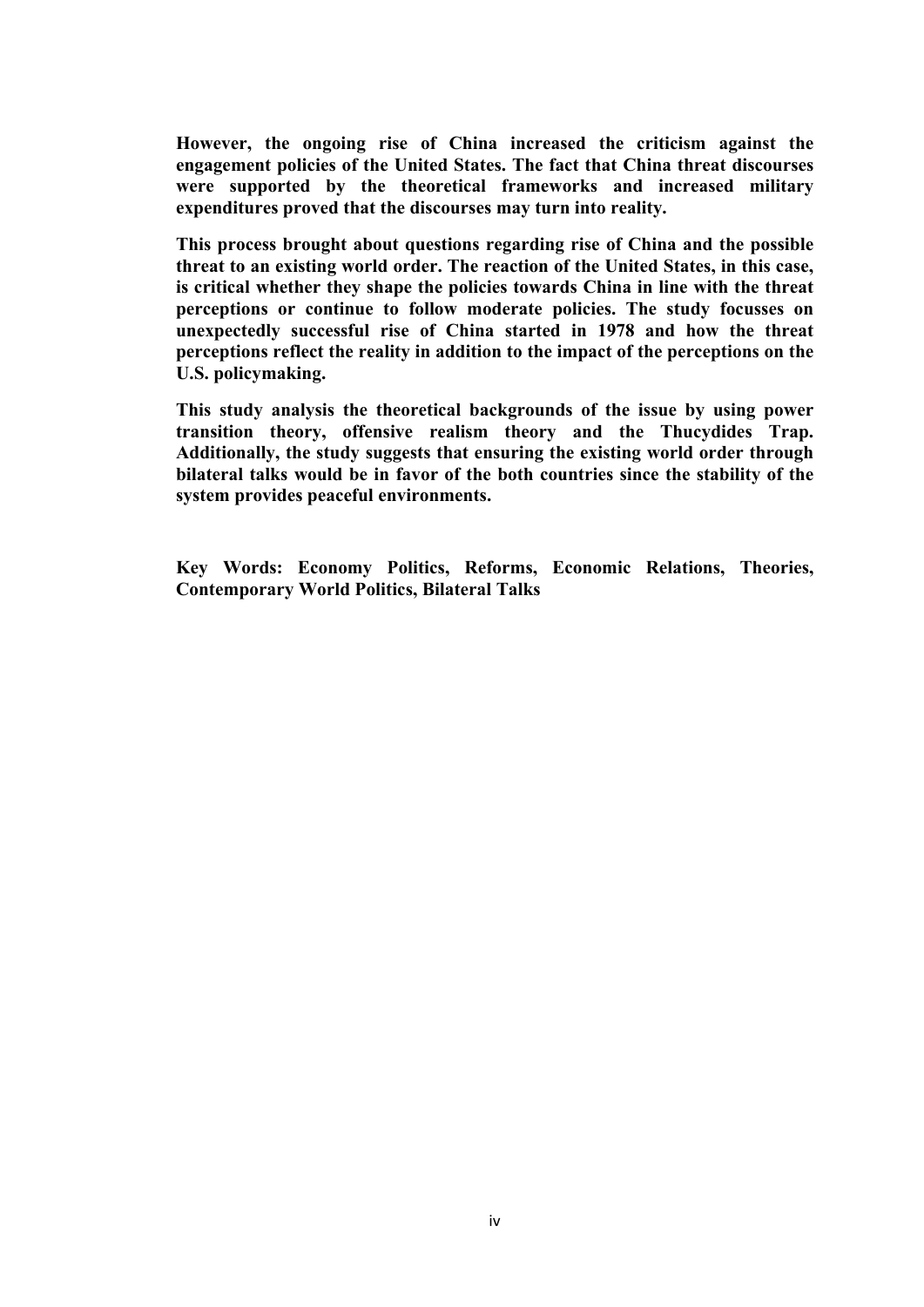**However, the ongoing rise of China increased the criticism against the engagement policies of the United States. The fact that China threat discourses were supported by the theoretical frameworks and increased military expenditures proved that the discourses may turn into reality.**

**This process brought about questions regarding rise of China and the possible threat to an existing world order. The reaction of the United States, in this case, is critical whether they shape the policies towards China in line with the threat perceptions or continue to follow moderate policies. The study focusses on unexpectedly successful rise of China started in 1978 and how the threat perceptions reflect the reality in addition to the impact of the perceptions on the U.S. policymaking.**

**This study analysis the theoretical backgrounds of the issue by using power transition theory, offensive realism theory and the Thucydides Trap. Additionally, the study suggests that ensuring the existing world order through bilateral talks would be in favor of the both countries since the stability of the system provides peaceful environments.**

**Key Words: Economy Politics, Reforms, Economic Relations, Theories, Contemporary World Politics, Bilateral Talks**